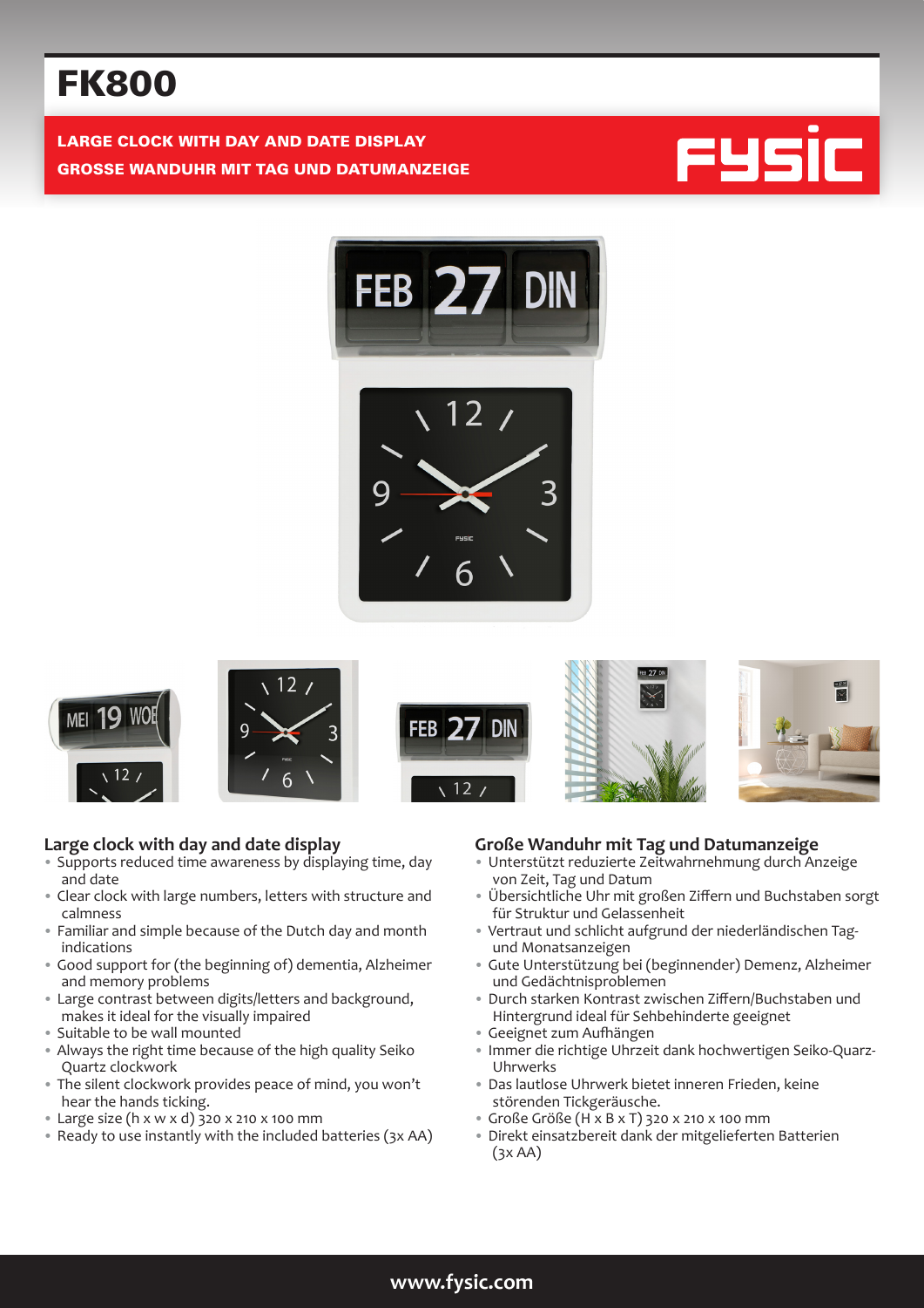# FK800

**LARGE CLOCK WITH DAY AND DATE DISPLAY**

**GROSSE WANDUHR MIT TAG UND DATUMANZEIGE**

## Large clock with day and date display

- Supports reduced time awareness by displaying time, day and date
- Clear clock with large numbers, letters with structure and calmness
- Familiar and simple because of the Dutch day and month indications
- Good support for (the beginning of) dementia, Alzheimer and memory problems
- Large contrast between digits/letters and background, makes it ideal for the visually impaired
- Suitable to be wall mounted
- Always the right time because of the high quality Seiko Quartz clockwork
- The silent clockwork provides peace of mind, you won't hear the hands ticking.
- Large size (h x w x d) 320 x 210 x 100 mm
- Ready to use instantly with the included batteries (3x AA)

## Große Wanduhr mit Tag und Datumanzeige

- Unterstützt reduzierte Zeitwahrnehmung durch Anzeige von Zeit, Tag und Datum
- Übersichtliche Uhr mit großen Ziffern und Buchstaben sorgt für Struktur und Gelassenheit
- Vertraut und schlicht aufgrund der niederländischen Tag- und Monatsanzeigen
- Gute Unterstützung bei (beginnender) Demenz, Alzheimer und Gedächtnisproblemen
- Durch starken Kontrast zwischen Ziffern/Buchstaben und Hintergrund ideal für Sehbehinderte geeignet
- Geeignet zum Aufhängen
- Immer die richtige Uhrzeit dank hochwertigen Seiko-Quarz-Uhrwerks
- Das lautlose Uhrwerk bietet inneren Frieden, keine störenden Tickgeräusche.
- Große Größe (H x B x T) 320 x 210 x 100 mm
- Direkt einsatzbereit dank der mitgelieferten Batterien (3x AA)

www.fysic.com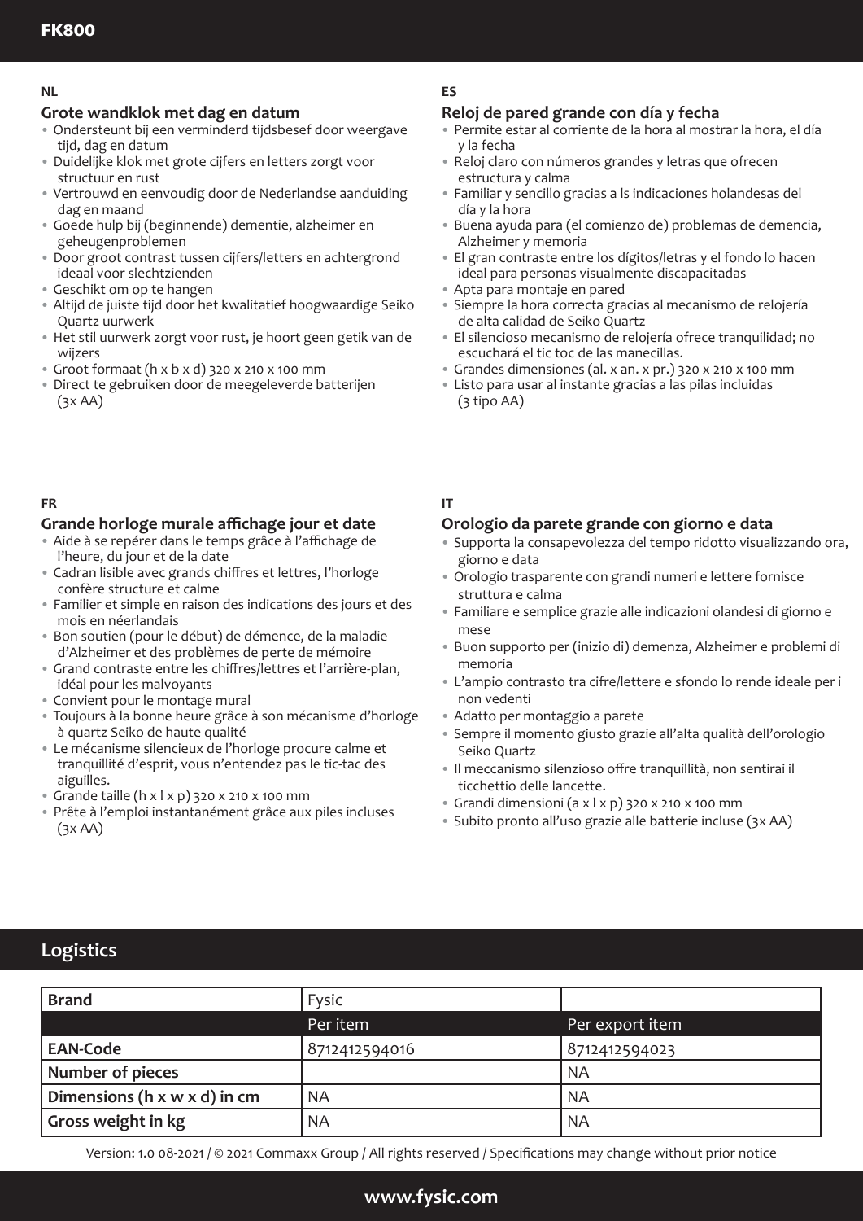**FK800**

NL

## Grote wandklok met dag en datum

- Ondersteunt bij een verminderd tijdsbesef door weergave tijd, dag en datum
- Duidelijke klok met grote cijfers en letters zorgt voor structuur en rust
- Vertrouwd en eenvoudig door de Nederlandse aanduiding dag en maand
- Goede hulp bij (beginnende) dementie, alzheimer en geheugenproblemen
- Door groot contrast tussen cijfers/letters en achtergrond ideaal voor slechtzienden
- Geschikt om op te hangen
- Altijd de juiste tijd door het kwalitatief hoogwaardige Seiko Quartz uurwerk
- Het stil uurwerk zorgt voor rust, je hoort geen getik van de wijzers
- Groot formaat (h x b x d) 320 x 210 x 100 mm
- Direct te gebruiken door de meegeleverde batterijen (3x AA)

ES

## Reloj de pared grande con día y fecha

- Permite estar al corriente de la hora al mostrar la hora, el día y la fecha
- Reloj claro con números grandes y letras que ofrecen estructura y calma
- Familiar y sencillo gracias a ls indicaciones holandesas del día y la hora
- Buena ayuda para (el comienzo de) problemas de demencia, Alzheimer y memoria
- El gran contraste entre los dígitos/letras y el fondo lo hacen ideal para personas visualmente discapacitadas
- Apta para montaje en pared
- Siempre la hora correcta gracias al mecanismo de relojería de alta calidad de Seiko Quartz
- El silencioso mecanismo de relojería ofrece tranquilidad; no escuchará el tic toc de las manecillas.
- Grandes dimensiones (al. x an. x pr.) 320 x 210 x 100 mm
- Listo para usar al instante gracias a las pilas incluidas (3 tipo AA)

FR

## Grande horloge murale affichage jour et date

- Aide à se repérer dans le temps grâce à l'affichage de l'heure, du jour et de la date
- Cadran lisible avec grands chiffres et lettres, l'horloge confère structure et calme
- Familier et simple en raison des indications des jours et des mois en néerlandais
- Bon soutien (pour le début) de démence, de la maladie d'Alzheimer et des problèmes de perte de mémoire
- Grand contraste entre les chiffres/lettres et l'arrière-plan, idéal pour les malvoyants
- Convient pour le montage mural
- Toujours à la bonne heure grâce à son mécanisme d'horloge à quartz Seiko de haute qualité
- Le mécanisme silencieux de l'horloge procure calme et tranquillité d'esprit, vous n'entendez pas le tic-tac des aiguilles.
- Grande taille (h x l x p) 320 x 210 x 100 mm
- Prête à l'emploi instantanément grâce aux piles incluses (3x AA)

IT

## Orologio da parete grande con giorno e data

- Supporta la consapevolezza del tempo ridotto visualizzando ora, giorno e data
- Orologio trasparente con grandi numeri e lettere fornisce struttura e calma
- Familiare e semplice grazie alle indicazioni olandesi di giorno e mese
- Buon supporto per (inizio di) demenza, Alzheimer e problemi di memoria
- L'ampio contrasto tra cifre/lettere e sfondo lo rende ideale per i non vedenti
- Adatto per montaggio a parete
- Sempre il momento giusto grazie all'alta qualità dell'orologio Seiko Quartz
- Il meccanismo silenzioso offre tranquillità, non sentirai il ticchettio delle lancette.
- Grandi dimensioni (a x l x p) 320 x 210 x 100 mm
- Subito pronto all'uso grazie alle batterie incluse (3x AA)

## Logistics

| Brand | Fysic | |
|---|---|---|
| | Per item | Per export item |
| EAN-Code | 8712412594016 | 8712412594023 |
| Number of pieces | | NA |
| Dimensions (h x w x d) in cm | NA | NA |
| Gross weight in kg | NA | NA |

Version: 1.0 08-2021 / © 2021 Commaxx Group / All rights reserved / Specifications may change without prior notice

www.fysic.com